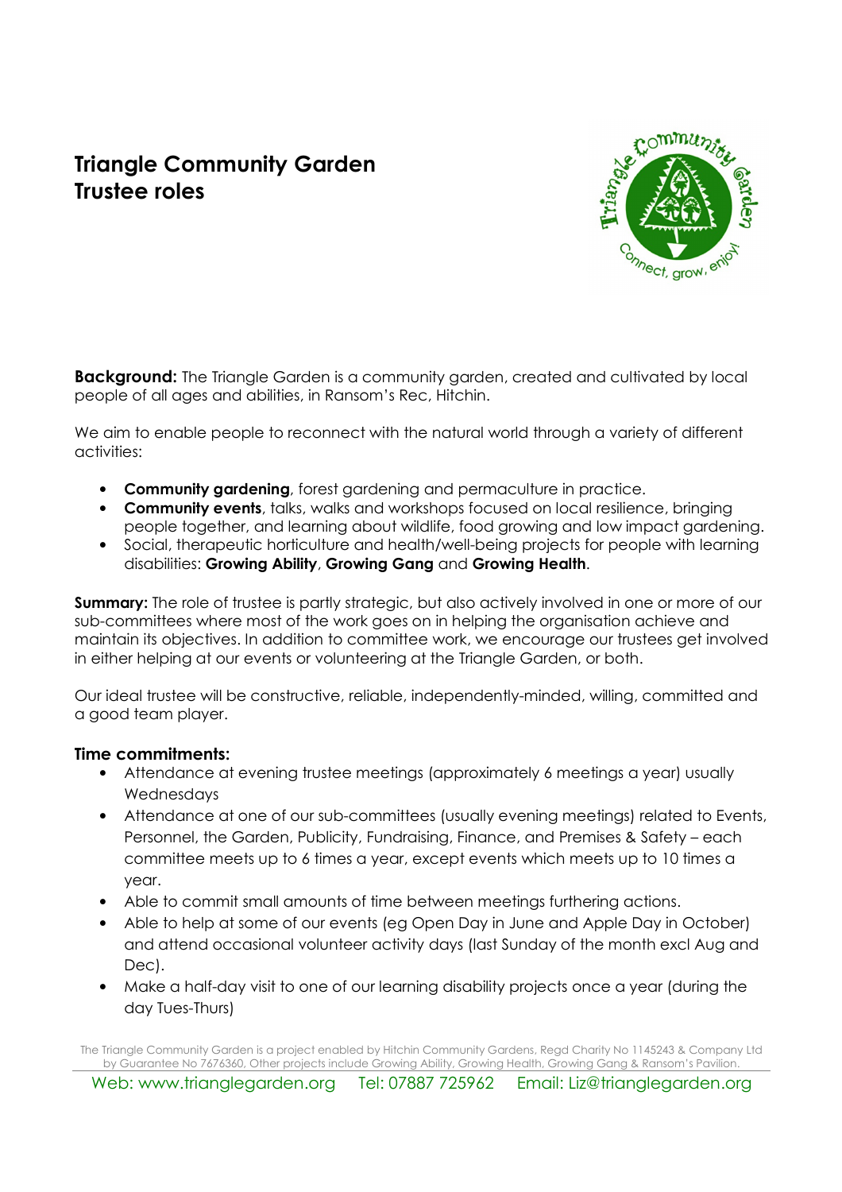# Triangle Community Garden
# Trustee roles

**Background:** The Triangle Garden is a community garden, created and cultivated by local people of all ages and abilities, in Ransom's Rec, Hitchin.

We aim to enable people to reconnect with the natural world through a variety of different activities:

- **Community gardening**, forest gardening and permaculture in practice.
- **Community events**, talks, walks and workshops focused on local resilience, bringing people together, and learning about wildlife, food growing and low impact gardening.
- Social, therapeutic horticulture and health/well-being projects for people with learning disabilities: **Growing Ability**, **Growing Gang** and **Growing Health**.

**Summary:** The role of trustee is partly strategic, but also actively involved in one or more of our sub-committees where most of the work goes on in helping the organisation achieve and maintain its objectives. In addition to committee work, we encourage our trustees get involved in either helping at our events or volunteering at the Triangle Garden, or both.

Our ideal trustee will be constructive, reliable, independently-minded, willing, committed and a good team player.

### Time commitments:

- Attendance at evening trustee meetings (approximately 6 meetings a year) usually Wednesdays
- Attendance at one of our sub-committees (usually evening meetings) related to Events, Personnel, the Garden, Publicity, Fundraising, Finance, and Premises & Safety – each committee meets up to 6 times a year, except events which meets up to 10 times a year.
- Able to commit small amounts of time between meetings furthering actions.
- Able to help at some of our events (eg Open Day in June and Apple Day in October) and attend occasional volunteer activity days (last Sunday of the month excl Aug and Dec).
- Make a half-day visit to one of our learning disability projects once a year (during the day Tues-Thurs)

The Triangle Community Garden is a project enabled by Hitchin Community Gardens, Regd Charity No 1145243 & Company Ltd by Guarantee No 7676360, Other projects include Growing Ability, Growing Health, Growing Gang & Ransom's Pavilion.

Web: www.trianglegarden.org Tel: 07887 725962 Email: Liz@trianglegarden.org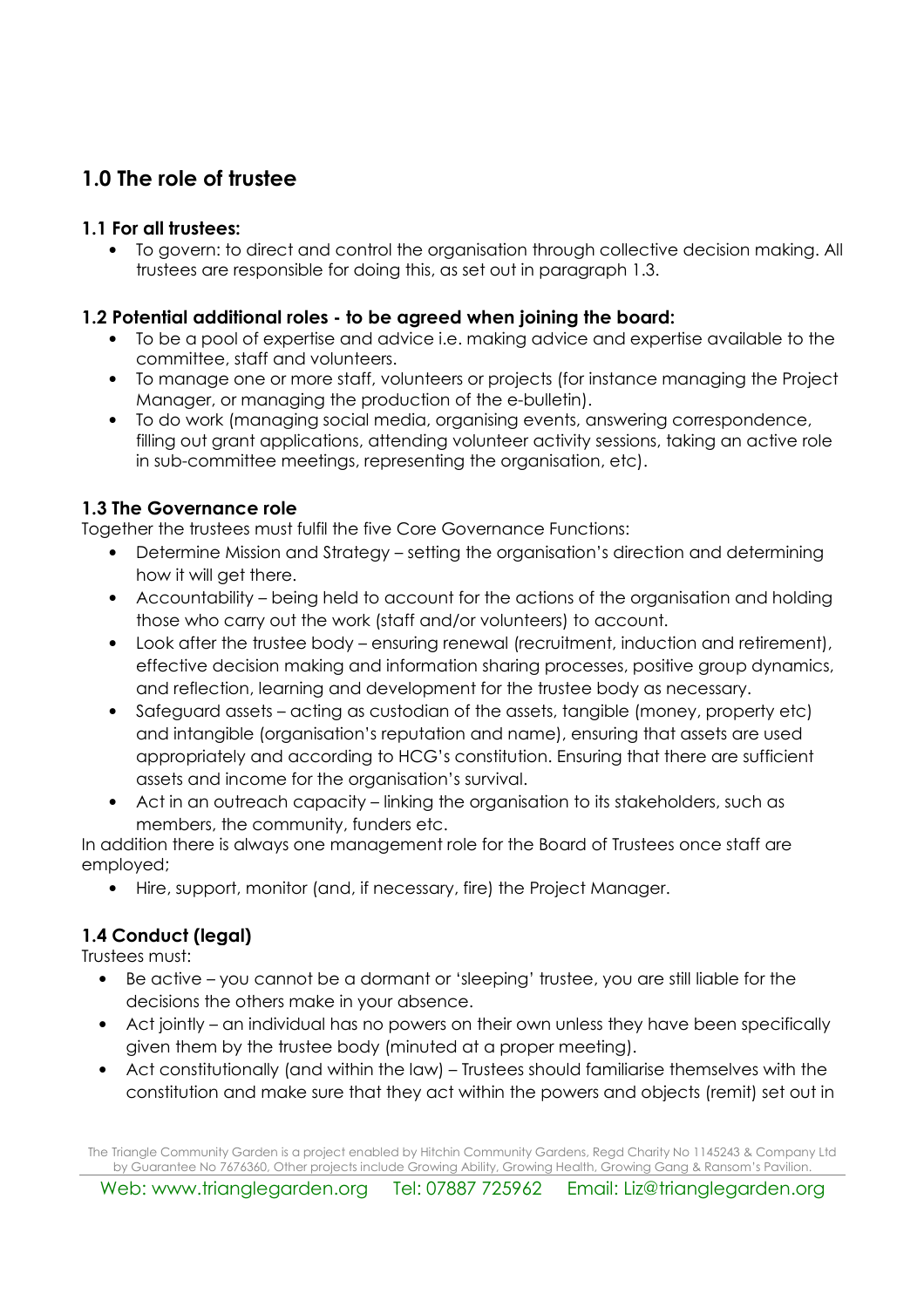## 1.0 The role of trustee

### 1.1 For all trustees:

- To govern: to direct and control the organisation through collective decision making. All trustees are responsible for doing this, as set out in paragraph 1.3.

### 1.2 Potential additional roles - to be agreed when joining the board:

- To be a pool of expertise and advice i.e. making advice and expertise available to the committee, staff and volunteers.
- To manage one or more staff, volunteers or projects (for instance managing the Project Manager, or managing the production of the e-bulletin).
- To do work (managing social media, organising events, answering correspondence, filling out grant applications, attending volunteer activity sessions, taking an active role in sub-committee meetings, representing the organisation, etc).

### 1.3 The Governance role

Together the trustees must fulfil the five Core Governance Functions:

- Determine Mission and Strategy – setting the organisation's direction and determining how it will get there.
- Accountability – being held to account for the actions of the organisation and holding those who carry out the work (staff and/or volunteers) to account.
- Look after the trustee body – ensuring renewal (recruitment, induction and retirement), effective decision making and information sharing processes, positive group dynamics, and reflection, learning and development for the trustee body as necessary.
- Safeguard assets – acting as custodian of the assets, tangible (money, property etc) and intangible (organisation's reputation and name), ensuring that assets are used appropriately and according to HCG's constitution. Ensuring that there are sufficient assets and income for the organisation's survival.
- Act in an outreach capacity – linking the organisation to its stakeholders, such as members, the community, funders etc.

In addition there is always one management role for the Board of Trustees once staff are employed;

- Hire, support, monitor (and, if necessary, fire) the Project Manager.

### 1.4 Conduct (legal)

Trustees must:

- Be active – you cannot be a dormant or 'sleeping' trustee, you are still liable for the decisions the others make in your absence.
- Act jointly – an individual has no powers on their own unless they have been specifically given them by the trustee body (minuted at a proper meeting).
- Act constitutionally (and within the law) – Trustees should familiarise themselves with the constitution and make sure that they act within the powers and objects (remit) set out in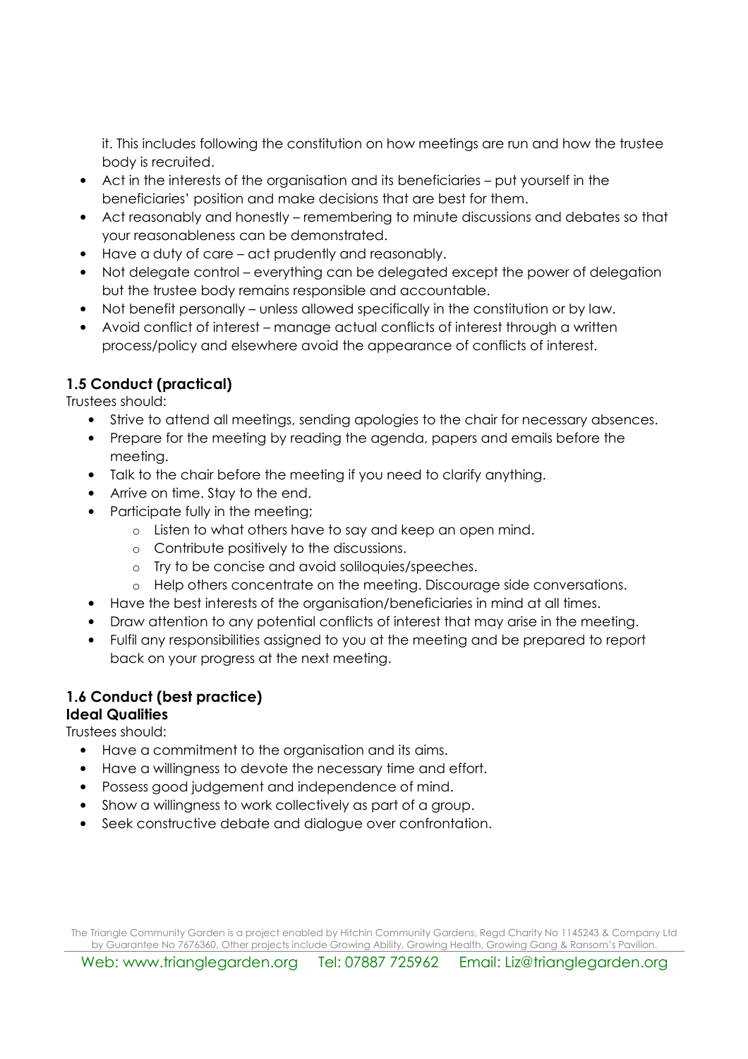it. This includes following the constitution on how meetings are run and how the trustee body is recruited.

- Act in the interests of the organisation and its beneficiaries – put yourself in the beneficiaries' position and make decisions that are best for them.
- Act reasonably and honestly – remembering to minute discussions and debates so that your reasonableness can be demonstrated.
- Have a duty of care – act prudently and reasonably.
- Not delegate control – everything can be delegated except the power of delegation but the trustee body remains responsible and accountable.
- Not benefit personally – unless allowed specifically in the constitution or by law.
- Avoid conflict of interest – manage actual conflicts of interest through a written process/policy and elsewhere avoid the appearance of conflicts of interest.

### 1.5 Conduct (practical)

Trustees should:

- Strive to attend all meetings, sending apologies to the chair for necessary absences.
- Prepare for the meeting by reading the agenda, papers and emails before the meeting.
- Talk to the chair before the meeting if you need to clarify anything.
- Arrive on time. Stay to the end.
- Participate fully in the meeting;
  - Listen to what others have to say and keep an open mind.
  - Contribute positively to the discussions.
  - Try to be concise and avoid soliloquies/speeches.
  - Help others concentrate on the meeting. Discourage side conversations.
- Have the best interests of the organisation/beneficiaries in mind at all times.
- Draw attention to any potential conflicts of interest that may arise in the meeting.
- Fulfil any responsibilities assigned to you at the meeting and be prepared to report back on your progress at the next meeting.

### 1.6 Conduct (best practice)

**Ideal Qualities**

Trustees should:

- Have a commitment to the organisation and its aims.
- Have a willingness to devote the necessary time and effort.
- Possess good judgement and independence of mind.
- Show a willingness to work collectively as part of a group.
- Seek constructive debate and dialogue over confrontation.